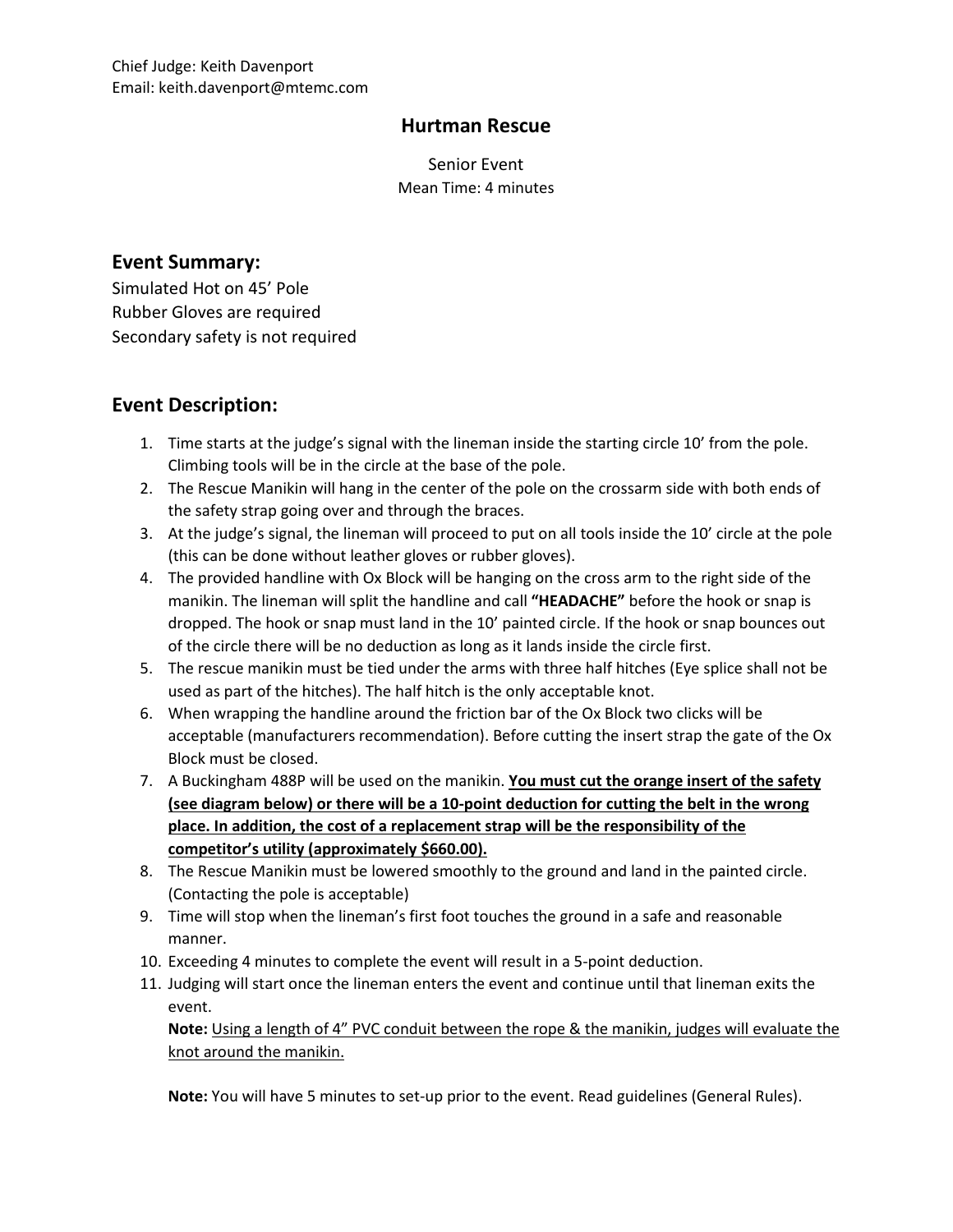Chief Judge: Keith Davenport
Email: keith.davenport@mtemc.com

# Hurtman Rescue

Senior Event
Mean Time: 4 minutes

## Event Summary:

Simulated Hot on 45' Pole
Rubber Gloves are required
Secondary safety is not required

## Event Description:

1. Time starts at the judge's signal with the lineman inside the starting circle 10' from the pole. Climbing tools will be in the circle at the base of the pole.
2. The Rescue Manikin will hang in the center of the pole on the crossarm side with both ends of the safety strap going over and through the braces.
3. At the judge's signal, the lineman will proceed to put on all tools inside the 10' circle at the pole (this can be done without leather gloves or rubber gloves).
4. The provided handline with Ox Block will be hanging on the cross arm to the right side of the manikin. The lineman will split the handline and call **"HEADACHE"** before the hook or snap is dropped. The hook or snap must land in the 10' painted circle. If the hook or snap bounces out of the circle there will be no deduction as long as it lands inside the circle first.
5. The rescue manikin must be tied under the arms with three half hitches (Eye splice shall not be used as part of the hitches). The half hitch is the only acceptable knot.
6. When wrapping the handline around the friction bar of the Ox Block two clicks will be acceptable (manufacturers recommendation). Before cutting the insert strap the gate of the Ox Block must be closed.
7. A Buckingham 488P will be used on the manikin. <u>**You must cut the orange insert of the safety (see diagram below) or there will be a 10-point deduction for cutting the belt in the wrong place. In addition, the cost of a replacement strap will be the responsibility of the competitor's utility (approximately $660.00).**</u>
8. The Rescue Manikin must be lowered smoothly to the ground and land in the painted circle. (Contacting the pole is acceptable)
9. Time will stop when the lineman's first foot touches the ground in a safe and reasonable manner.
10. Exceeding 4 minutes to complete the event will result in a 5-point deduction.
11. Judging will start once the lineman enters the event and continue until that lineman exits the event.

    **Note:** <u>Using a length of 4" PVC conduit between the rope & the manikin, judges will evaluate the knot around the manikin.</u>

    **Note:** You will have 5 minutes to set-up prior to the event. Read guidelines (General Rules).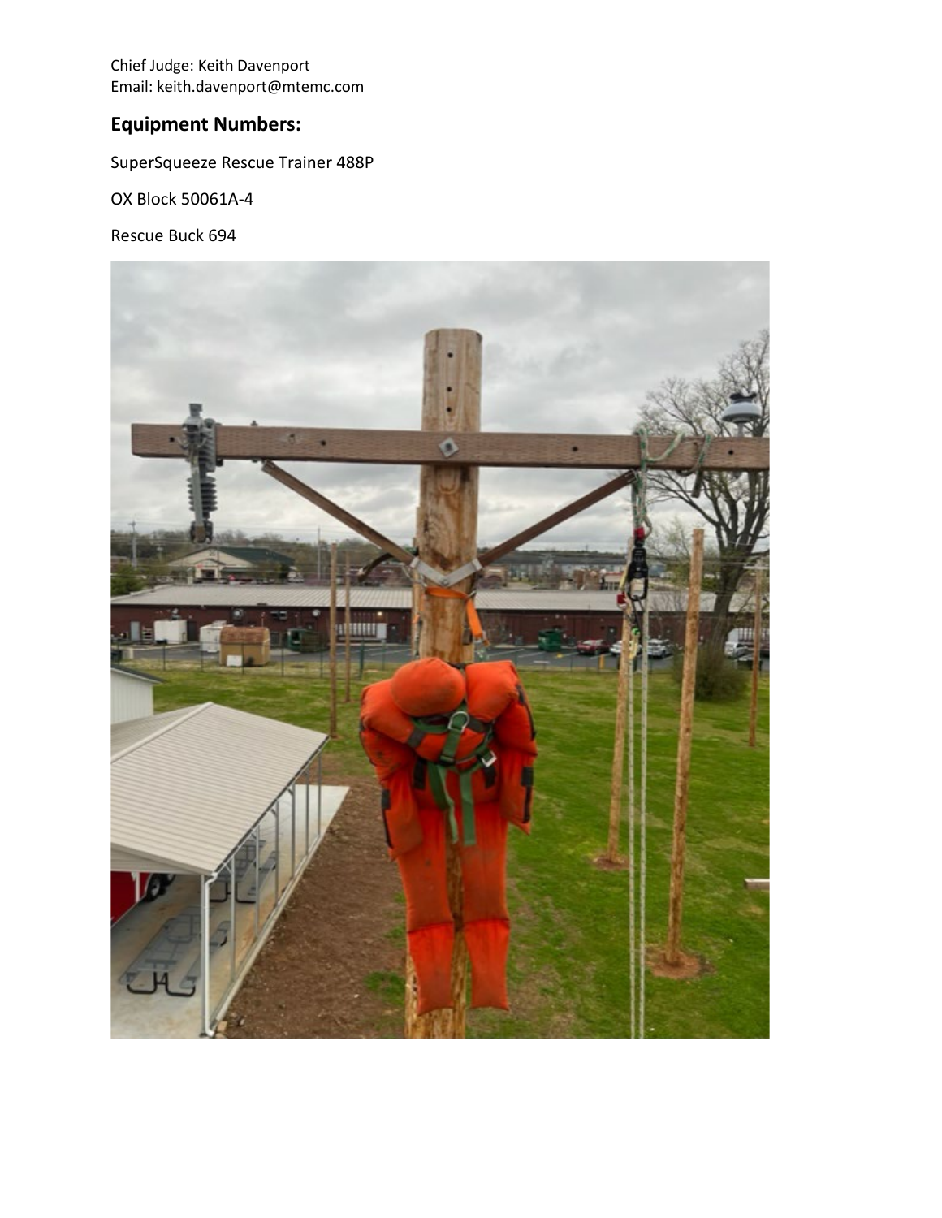Chief Judge: Keith Davenport
Email: keith.davenport@mtemc.com

## Equipment Numbers:

SuperSqueeze Rescue Trainer 488P

OX Block 50061A-4

Rescue Buck 694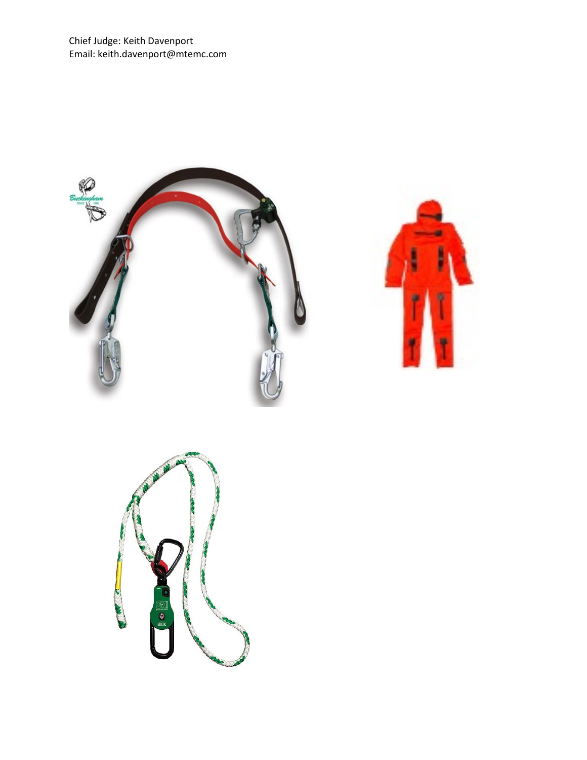Chief Judge: Keith Davenport
Email: keith.davenport@mtemc.com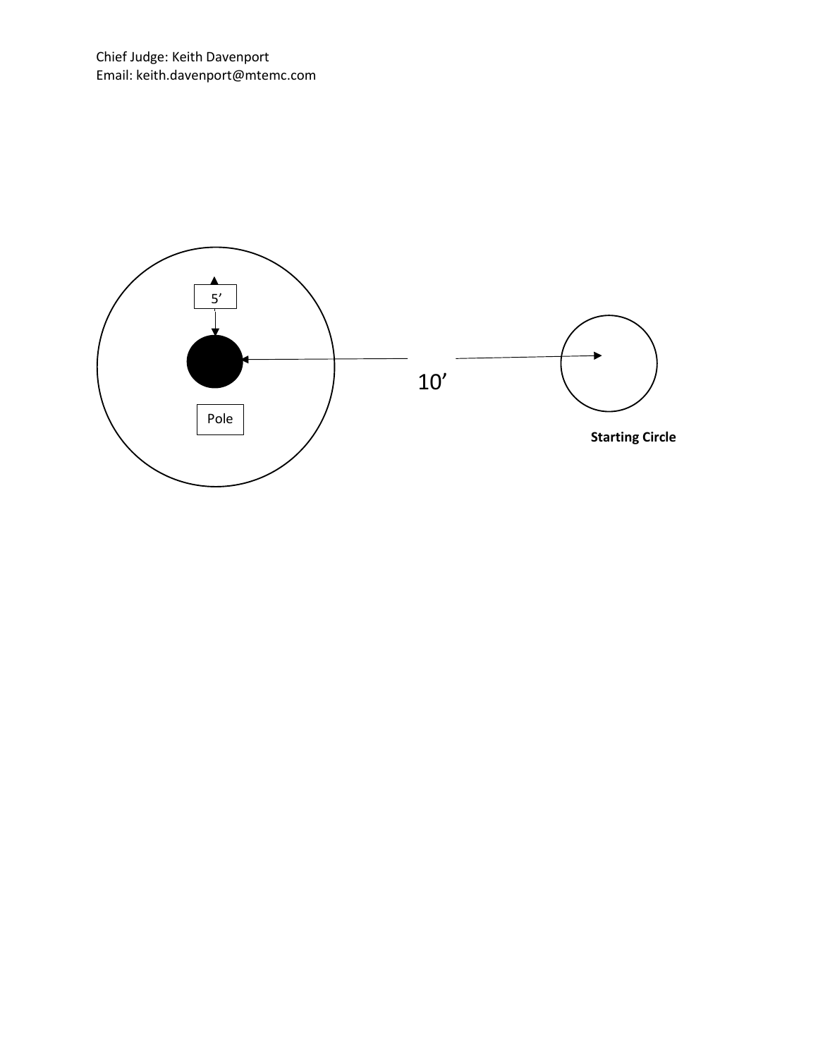Chief Judge: Keith Davenport
Email: keith.davenport@mtemc.com

5’

Pole

10’

**Starting Circle**